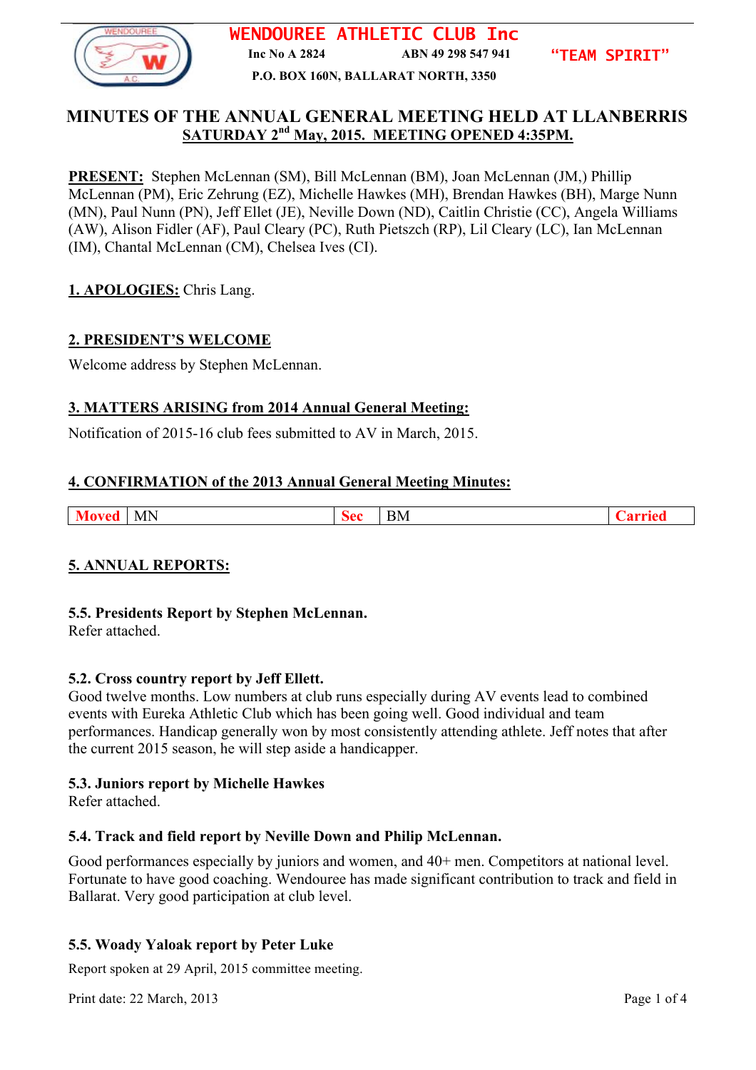# WENDOUREE ATHLETIC CLUB Inc

Inc No A 2824    ABN 49 298 547 941    "TEAM SPIRIT"

P.O. BOX 160N, BALLARAT NORTH, 3350

## MINUTES OF THE ANNUAL GENERAL MEETING HELD AT LLANBERRIS SATURDAY 2nd May, 2015. MEETING OPENED 4:35PM.

**PRESENT:** Stephen McLennan (SM), Bill McLennan (BM), Joan McLennan (JM,) Phillip McLennan (PM), Eric Zehrung (EZ), Michelle Hawkes (MH), Brendan Hawkes (BH), Marge Nunn (MN), Paul Nunn (PN), Jeff Ellet (JE), Neville Down (ND), Caitlin Christie (CC), Angela Williams (AW), Alison Fidler (AF), Paul Cleary (PC), Ruth Pietszch (RP), Lil Cleary (LC), Ian McLennan (IM), Chantal McLennan (CM), Chelsea Ives (CI).

### 1. APOLOGIES:
Chris Lang.

### 2. PRESIDENT'S WELCOME

Welcome address by Stephen McLennan.

### 3. MATTERS ARISING from 2014 Annual General Meeting:

Notification of 2015-16 club fees submitted to AV in March, 2015.

### 4. CONFIRMATION of the 2013 Annual General Meeting Minutes:

| Moved | MN | Sec | BM | Carried |
|---|---|---|---|---|

### 5. ANNUAL REPORTS:

**5.5. Presidents Report by Stephen McLennan.**
Refer attached.

**5.2. Cross country report by Jeff Ellett.**
Good twelve months. Low numbers at club runs especially during AV events lead to combined events with Eureka Athletic Club which has been going well. Good individual and team performances. Handicap generally won by most consistently attending athlete. Jeff notes that after the current 2015 season, he will step aside a handicapper.

**5.3. Juniors report by Michelle Hawkes**
Refer attached.

**5.4. Track and field report by Neville Down and Philip McLennan.**

Good performances especially by juniors and women, and 40+ men. Competitors at national level. Fortunate to have good coaching. Wendouree has made significant contribution to track and field in Ballarat. Very good participation at club level.

**5.5. Woady Yaloak report by Peter Luke**

Report spoken at 29 April, 2015 committee meeting.

Print date: 22 March, 2013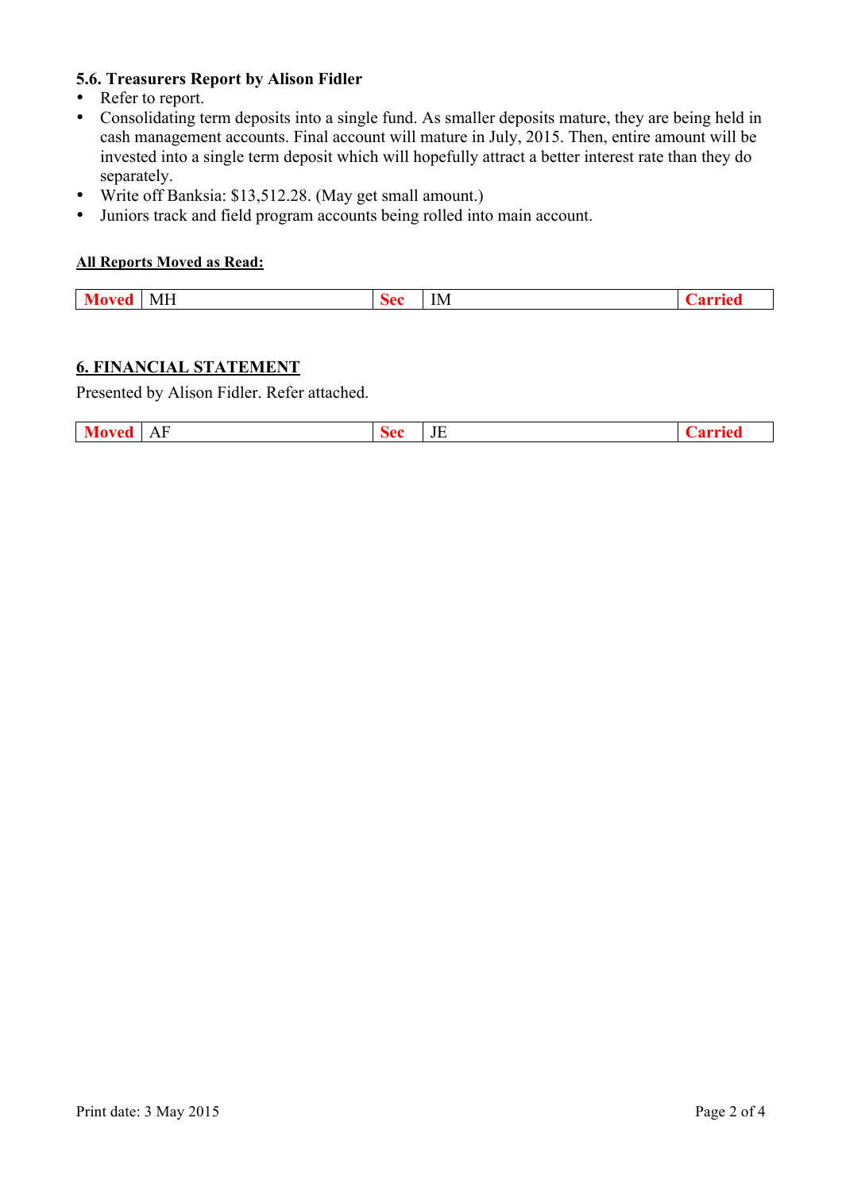### 5.6. Treasurers Report by Alison Fidler

- Refer to report.
- Consolidating term deposits into a single fund. As smaller deposits mature, they are being held in cash management accounts. Final account will mature in July, 2015. Then, entire amount will be invested into a single term deposit which will hopefully attract a better interest rate than they do separately.
- Write off Banksia: $13,512.28. (May get small amount.)
- Juniors track and field program accounts being rolled into main account.

**<u>All Reports Moved as Read:</u>**

| **Moved** | MH | **Sec** | IM | **Carried** |
|---|---|---|---|---|

## <u>6. FINANCIAL STATEMENT</u>

Presented by Alison Fidler. Refer attached.

| **Moved** | AF | **Sec** | JE | **Carried** |
|---|---|---|---|---|

Print date: 3 May 2015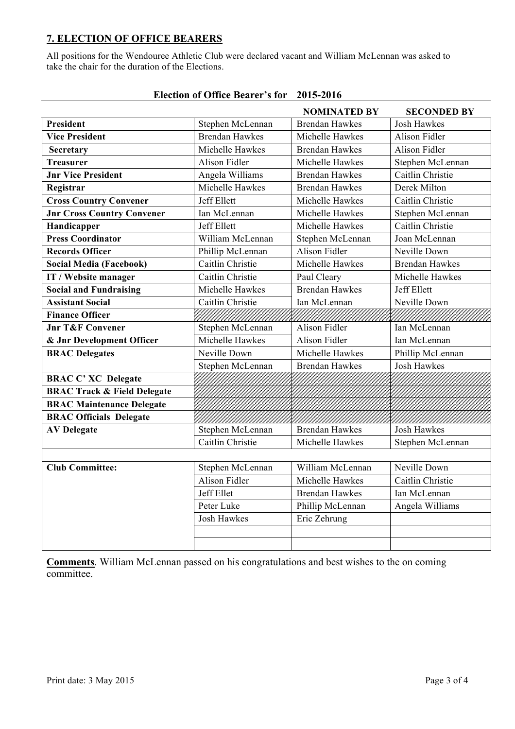## 7. ELECTION OF OFFICE BEARERS

All positions for the Wendouree Athletic Club were declared vacant and William McLennan was asked to take the chair for the duration of the Elections.

**Election of Office Bearer's for 2015-2016**

| | | NOMINATED BY | SECONDED BY |
|---|---|---|---|
| **President** | Stephen McLennan | Brendan Hawkes | Josh Hawkes |
| **Vice President** | Brendan Hawkes | Michelle Hawkes | Alison Fidler |
| **Secretary** | Michelle Hawkes | Brendan Hawkes | Alison Fidler |
| **Treasurer** | Alison Fidler | Michelle Hawkes | Stephen McLennan |
| **Jnr Vice President** | Angela Williams | Brendan Hawkes | Caitlin Christie |
| **Registrar** | Michelle Hawkes | Brendan Hawkes | Derek Milton |
| **Cross Country Convener** | Jeff Ellett | Michelle Hawkes | Caitlin Christie |
| **Jnr Cross Country Convener** | Ian McLennan | Michelle Hawkes | Stephen McLennan |
| **Handicapper** | Jeff Ellett | Michelle Hawkes | Caitlin Christie |
| **Press Coordinator** | William McLennan | Stephen McLennan | Joan McLennan |
| **Records Officer** | Phillip McLennan | Alison Fidler | Neville Down |
| **Social Media (Facebook)** | Caitlin Christie | Michelle Hawkes | Brendan Hawkes |
| **IT / Website manager** | Caitlin Christie | Paul Cleary | Michelle Hawkes |
| **Social and Fundraising** | Michelle Hawkes | Brendan Hawkes | Jeff Ellett |
| **Assistant Social** | Caitlin Christie | Ian McLennan | Neville Down |
| **Finance Officer** | | | |
| **Jnr T&F Convener** | Stephen McLennan | Alison Fidler | Ian McLennan |
| **& Jnr Development Officer** | Michelle Hawkes | Alison Fidler | Ian McLennan |
| **BRAC Delegates** | Neville Down | Michelle Hawkes | Phillip McLennan |
| | Stephen McLennan | Brendan Hawkes | Josh Hawkes |
| **BRAC C' XC Delegate** | | | |
| **BRAC Track & Field Delegate** | | | |
| **BRAC Maintenance Delegate** | | | |
| **BRAC Officials Delegate** | | | |
| **AV Delegate** | Stephen McLennan | Brendan Hawkes | Josh Hawkes |
| | Caitlin Christie | Michelle Hawkes | Stephen McLennan |
| | | | |
| **Club Committee:** | Stephen McLennan | William McLennan | Neville Down |
| | Alison Fidler | Michelle Hawkes | Caitlin Christie |
| | Jeff Ellet | Brendan Hawkes | Ian McLennan |
| | Peter Luke | Phillip McLennan | Angela Williams |
| | Josh Hawkes | Eric Zehrung | |
| | | | |
| | | | |

**Comments**. William McLennan passed on his congratulations and best wishes to the on coming committee.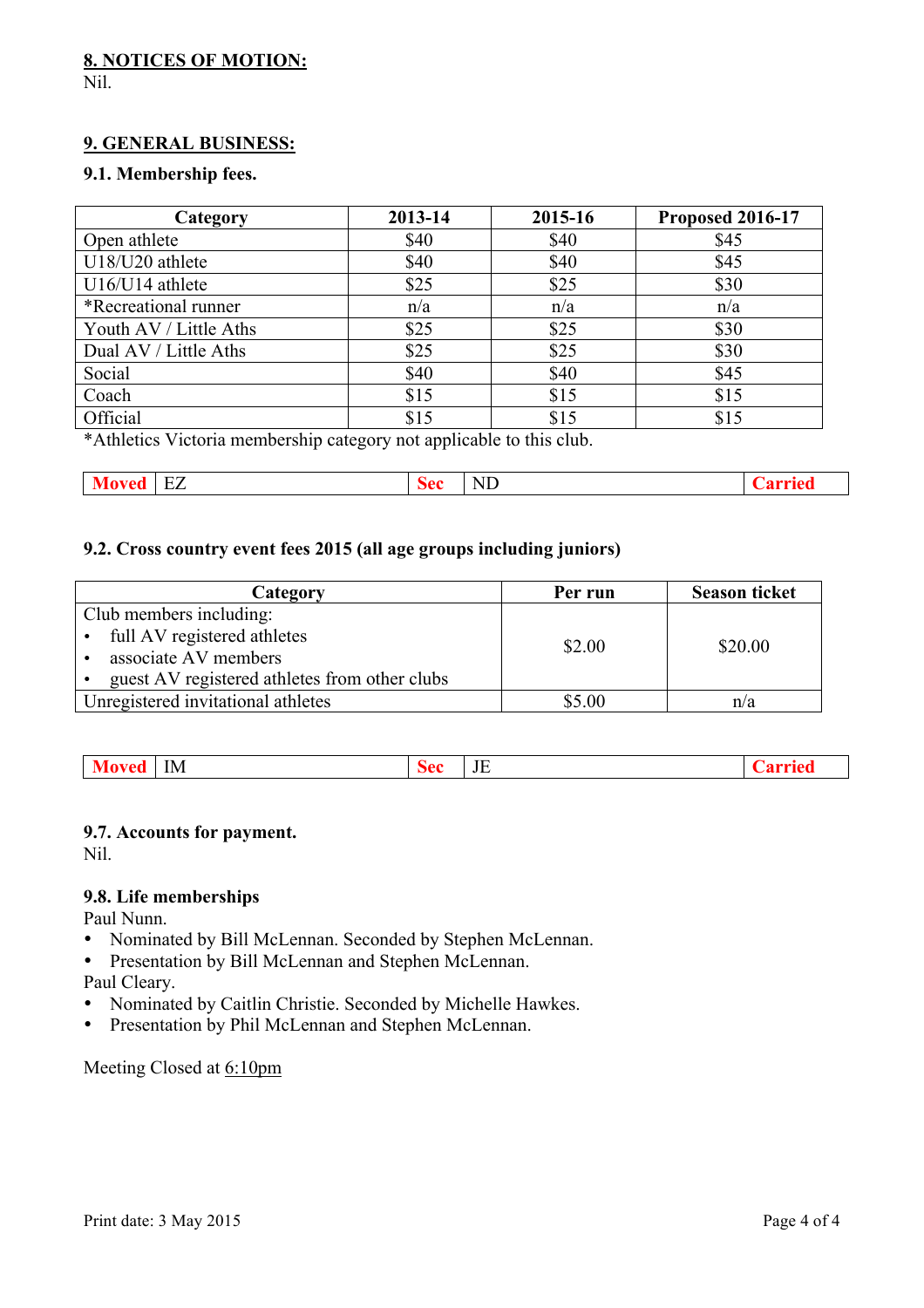## 8. NOTICES OF MOTION:

Nil.

## 9. GENERAL BUSINESS:

### 9.1. Membership fees.

| Category | 2013-14 | 2015-16 | Proposed 2016-17 |
|---|---|---|---|
| Open athlete | $40 | $40 | $45 |
| U18/U20 athlete | $40 | $40 | $45 |
| U16/U14 athlete | $25 | $25 | $30 |
| *Recreational runner | n/a | n/a | n/a |
| Youth AV / Little Aths | $25 | $25 | $30 |
| Dual AV / Little Aths | $25 | $25 | $30 |
| Social | $40 | $40 | $45 |
| Coach | $15 | $15 | $15 |
| Official | $15 | $15 | $15 |

*Athletics Victoria membership category not applicable to this club.

| | | | | |
|---|---|---|---|---|
| **Moved** | EZ | **Sec** | ND | **Carried** |

### 9.2. Cross country event fees 2015 (all age groups including juniors)

| Category | Per run | Season ticket |
|---|---|---|
| Club members including:<br>• full AV registered athletes<br>• associate AV members<br>• guest AV registered athletes from other clubs | $2.00 | $20.00 |
| Unregistered invitational athletes | $5.00 | n/a |

| | | | | |
|---|---|---|---|---|
| **Moved** | IM | **Sec** | JE | **Carried** |

### 9.7. Accounts for payment.

Nil.

### 9.8. Life memberships

Paul Nunn.

- Nominated by Bill McLennan. Seconded by Stephen McLennan.
- Presentation by Bill McLennan and Stephen McLennan.

Paul Cleary.

- Nominated by Caitlin Christie. Seconded by Michelle Hawkes.
- Presentation by Phil McLennan and Stephen McLennan.

Meeting Closed at 6:10pm

Print date: 3 May 2015